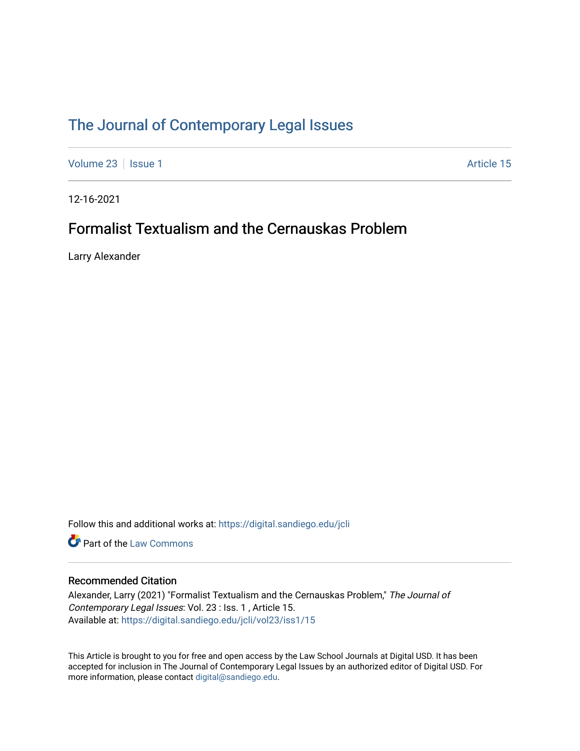# The Journal of Contemporary Legal Issues

Volume 23 | Issue 1 | Article 15

12-16-2021

## Formalist Textualism and the Cernauskas Problem

Larry Alexander

Follow this and additional works at: https://digital.sandiego.edu/jcli

Part of the Law Commons

### Recommended Citation

Alexander, Larry (2021) "Formalist Textualism and the Cernauskas Problem," *The Journal of Contemporary Legal Issues*: Vol. 23 : Iss. 1 , Article 15.
Available at: https://digital.sandiego.edu/jcli/vol23/iss1/15

This Article is brought to you for free and open access by the Law School Journals at Digital USD. It has been accepted for inclusion in The Journal of Contemporary Legal Issues by an authorized editor of Digital USD. For more information, please contact digital@sandiego.edu.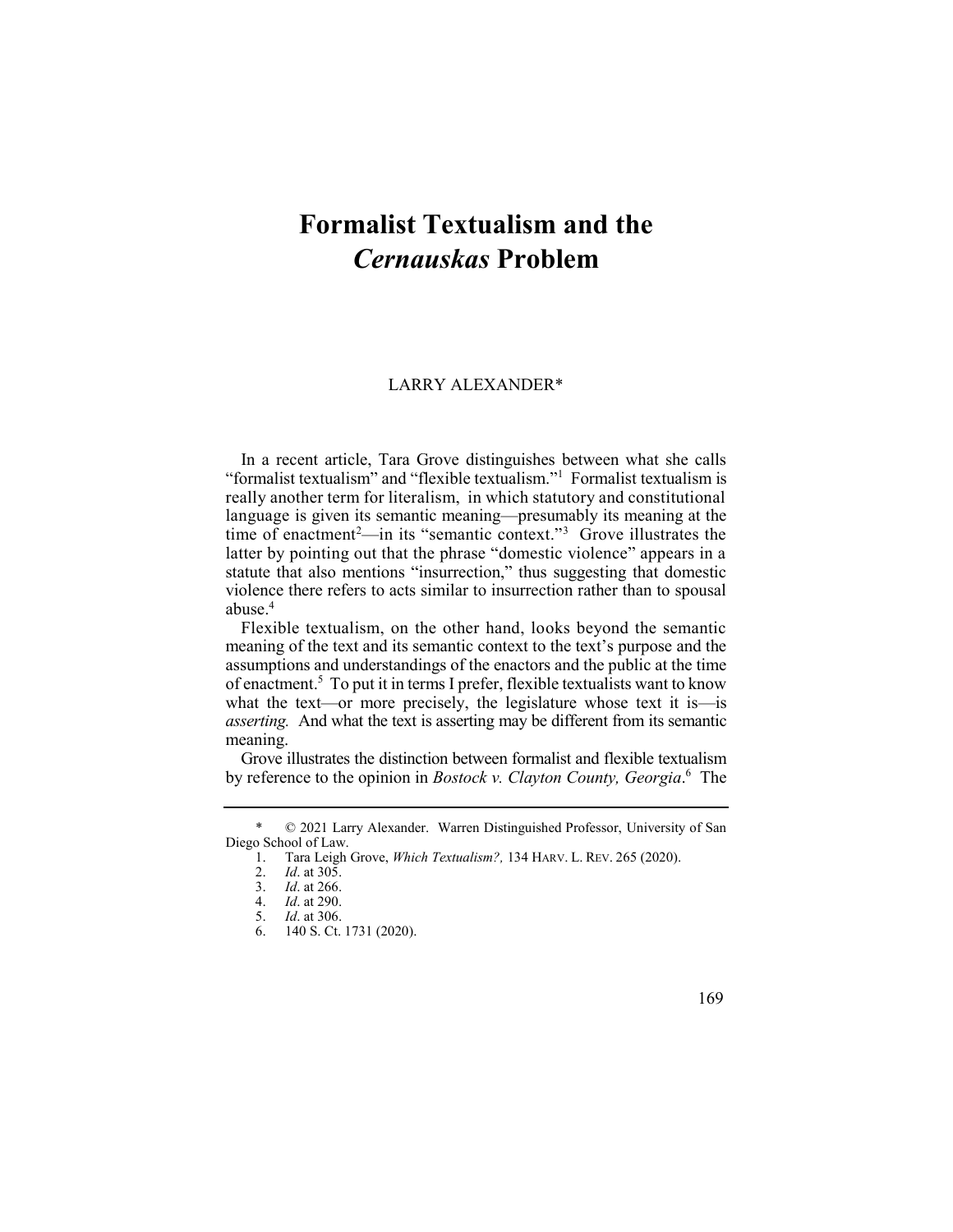// Formalist Textualism and the *Cernauskas* Problem

LARRY ALEXANDER*

In a recent article, Tara Grove distinguishes between what she calls "formalist textualism" and "flexible textualism."[1] Formalist textualism is really another term for literalism, in which statutory and constitutional language is given its semantic meaning—presumably its meaning at the time of enactment[2]—in its "semantic context."[3] Grove illustrates the latter by pointing out that the phrase "domestic violence" appears in a statute that also mentions "insurrection," thus suggesting that domestic violence there refers to acts similar to insurrection rather than to spousal abuse.[4]

Flexible textualism, on the other hand, looks beyond the semantic meaning of the text and its semantic context to the text's purpose and the assumptions and understandings of the enactors and the public at the time of enactment.[5] To put it in terms I prefer, flexible textualists want to know what the text—or more precisely, the legislature whose text it is—is *asserting*. And what the text is asserting may be different from its semantic meaning.

Grove illustrates the distinction between formalist and flexible textualism by reference to the opinion in *Bostock v. Clayton County, Georgia*.[6] The

---

\* © 2021 Larry Alexander. Warren Distinguished Professor, University of San Diego School of Law.

1. Tara Leigh Grove, *Which Textualism?,* 134 HARV. L. REV. 265 (2020).
2. *Id*. at 305.
3. *Id*. at 266.
4. *Id*. at 290.
5. *Id*. at 306.
6. 140 S. Ct. 1731 (2020).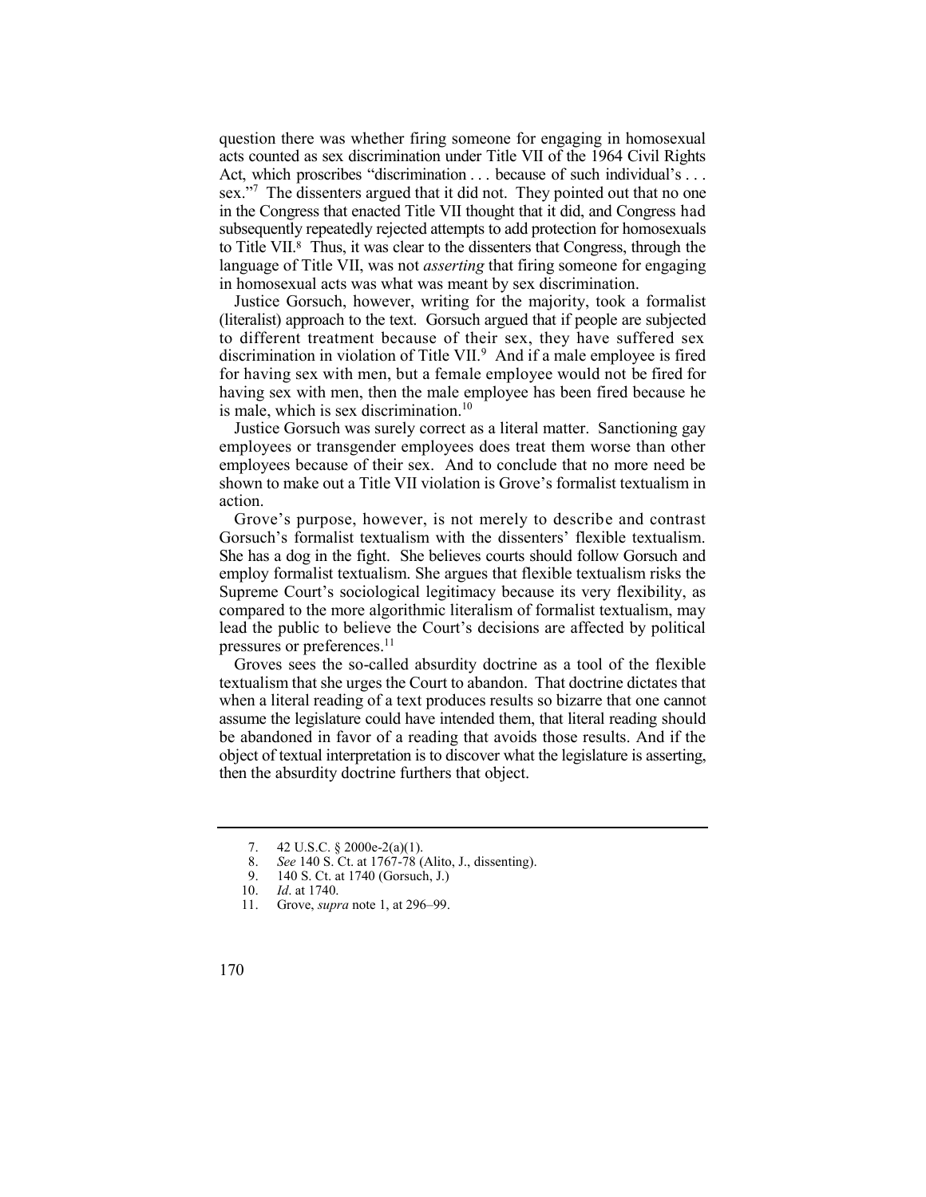question there was whether firing someone for engaging in homosexual acts counted as sex discrimination under Title VII of the 1964 Civil Rights Act, which proscribes "discrimination . . . because of such individual's . . . sex."[7] The dissenters argued that it did not. They pointed out that no one in the Congress that enacted Title VII thought that it did, and Congress had subsequently repeatedly rejected attempts to add protection for homosexuals to Title VII.[8] Thus, it was clear to the dissenters that Congress, through the language of Title VII, was not *asserting* that firing someone for engaging in homosexual acts was what was meant by sex discrimination.

Justice Gorsuch, however, writing for the majority, took a formalist (literalist) approach to the text. Gorsuch argued that if people are subjected to different treatment because of their sex, they have suffered sex discrimination in violation of Title VII.[9] And if a male employee is fired for having sex with men, but a female employee would not be fired for having sex with men, then the male employee has been fired because he is male, which is sex discrimination.[10]

Justice Gorsuch was surely correct as a literal matter. Sanctioning gay employees or transgender employees does treat them worse than other employees because of their sex. And to conclude that no more need be shown to make out a Title VII violation is Grove's formalist textualism in action.

Grove's purpose, however, is not merely to describe and contrast Gorsuch's formalist textualism with the dissenters' flexible textualism. She has a dog in the fight. She believes courts should follow Gorsuch and employ formalist textualism. She argues that flexible textualism risks the Supreme Court's sociological legitimacy because its very flexibility, as compared to the more algorithmic literalism of formalist textualism, may lead the public to believe the Court's decisions are affected by political pressures or preferences.[11]

Groves sees the so-called absurdity doctrine as a tool of the flexible textualism that she urges the Court to abandon. That doctrine dictates that when a literal reading of a text produces results so bizarre that one cannot assume the legislature could have intended them, that literal reading should be abandoned in favor of a reading that avoids those results. And if the object of textual interpretation is to discover what the legislature is asserting, then the absurdity doctrine furthers that object.

---

7. 42 U.S.C. § 2000e-2(a)(1).
8. *See* 140 S. Ct. at 1767-78 (Alito, J., dissenting).
9. 140 S. Ct. at 1740 (Gorsuch, J.)
10. *Id*. at 1740.
11. Grove, *supra* note 1, at 296–99.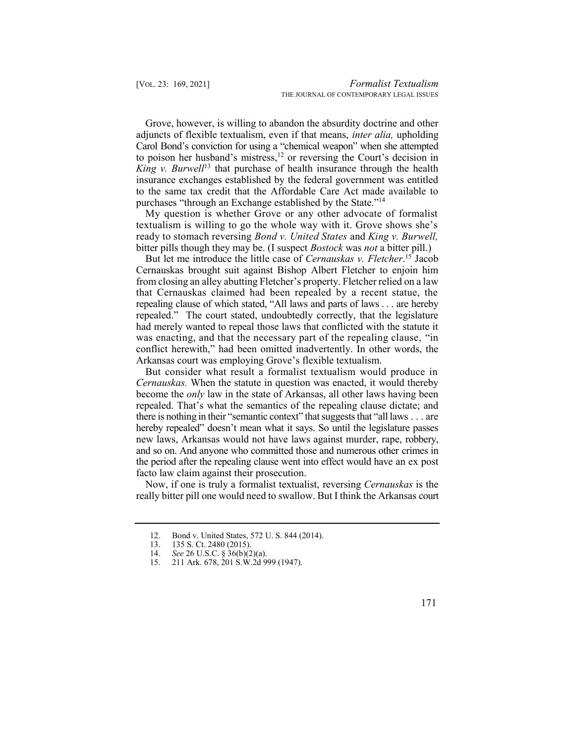Grove, however, is willing to abandon the absurdity doctrine and other adjuncts of flexible textualism, even if that means, *inter alia,* upholding Carol Bond's conviction for using a "chemical weapon" when she attempted to poison her husband's mistress,[12] or reversing the Court's decision in *King v. Burwell*[13] that purchase of health insurance through the health insurance exchanges established by the federal government was entitled to the same tax credit that the Affordable Care Act made available to purchases "through an Exchange established by the State."[14]

My question is whether Grove or any other advocate of formalist textualism is willing to go the whole way with it. Grove shows she's ready to stomach reversing *Bond v. United States* and *King v. Burwell,* bitter pills though they may be. (I suspect *Bostock* was *not* a bitter pill.)

But let me introduce the little case of *Cernauskas v. Fletcher*.[15] Jacob Cernauskas brought suit against Bishop Albert Fletcher to enjoin him from closing an alley abutting Fletcher's property. Fletcher relied on a law that Cernauskas claimed had been repealed by a recent statue, the repealing clause of which stated, "All laws and parts of laws . . . are hereby repealed." The court stated, undoubtedly correctly, that the legislature had merely wanted to repeal those laws that conflicted with the statute it was enacting, and that the necessary part of the repealing clause, "in conflict herewith," had been omitted inadvertently. In other words, the Arkansas court was employing Grove's flexible textualism.

But consider what result a formalist textualism would produce in *Cernauskas.* When the statute in question was enacted, it would thereby become the *only* law in the state of Arkansas, all other laws having been repealed. That's what the semantics of the repealing clause dictate; and there is nothing in their "semantic context" that suggests that "all laws . . . are hereby repealed" doesn't mean what it says. So until the legislature passes new laws, Arkansas would not have laws against murder, rape, robbery, and so on. And anyone who committed those and numerous other crimes in the period after the repealing clause went into effect would have an ex post facto law claim against their prosecution.

Now, if one is truly a formalist textualist, reversing *Cernauskas* is the really bitter pill one would need to swallow. But I think the Arkansas court

---

12. Bond v. United States, 572 U. S. 844 (2014).
13. 135 S. Ct. 2480 (2015).
14. *See* 26 U.S.C. § 36(b)(2)(a).
15. 211 Ark. 678, 201 S.W.2d 999 (1947).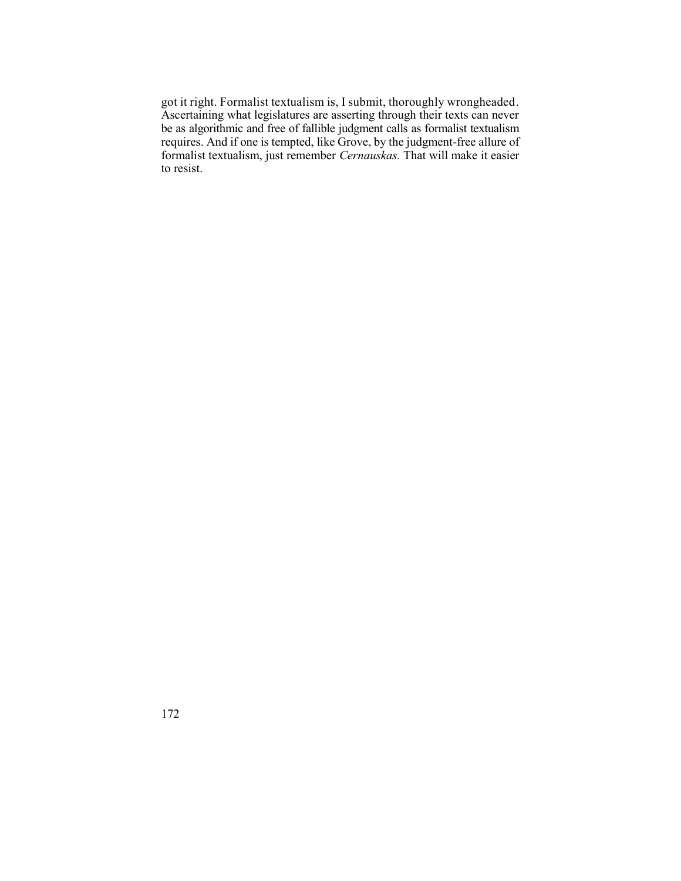got it right. Formalist textualism is, I submit, thoroughly wrongheaded. Ascertaining what legislatures are asserting through their texts can never be as algorithmic and free of fallible judgment calls as formalist textualism requires. And if one is tempted, like Grove, by the judgment-free allure of formalist textualism, just remember *Cernauskas.* That will make it easier to resist.